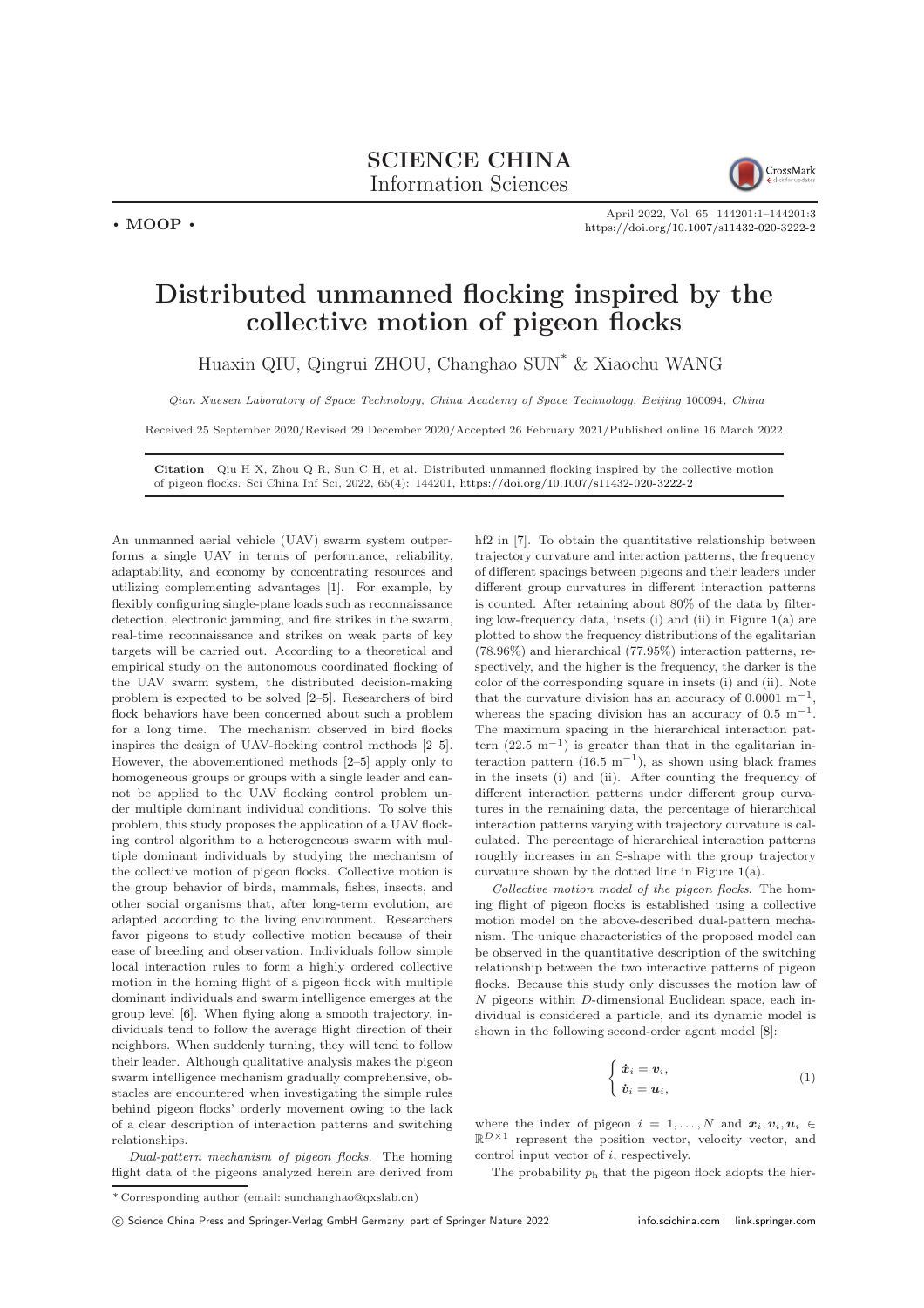# SCIENCE CHINA
## Information Sciences

• MOOP •

# Distributed unmanned flocking inspired by the collective motion of pigeon flocks

Huaxin QIU, Qingrui ZHOU, Changhao SUN* & Xiaochu WANG

*Qian Xuesen Laboratory of Space Technology, China Academy of Space Technology, Beijing 100094, China*

Received 25 September 2020/Revised 29 December 2020/Accepted 26 February 2021/Published online 16 March 2022

**Citation** Qiu H X, Zhou Q R, Sun C H, et al. Distributed unmanned flocking inspired by the collective motion of pigeon flocks. Sci China Inf Sci, 2022, 65(4): 144201, https://doi.org/10.1007/s11432-020-3222-2

An unmanned aerial vehicle (UAV) swarm system outperforms a single UAV in terms of performance, reliability, adaptability, and economy by concentrating resources and utilizing complementing advantages [1]. For example, by flexibly configuring single-plane loads such as reconnaissance detection, electronic jamming, and fire strikes in the swarm, real-time reconnaissance and strikes on weak parts of key targets will be carried out. According to a theoretical and empirical study on the autonomous coordinated flocking of the UAV swarm system, the distributed decision-making problem is expected to be solved [2–5]. Researchers of bird flock behaviors have been concerned about such a problem for a long time. The mechanism observed in bird flocks inspires the design of UAV-flocking control methods [2–5]. However, the abovementioned methods [2–5] apply only to homogeneous groups or groups with a single leader and cannot be applied to the UAV flocking control problem under multiple dominant individual conditions. To solve this problem, this study proposes the application of a UAV flocking control algorithm to a heterogeneous swarm with multiple dominant individuals by studying the mechanism of the collective motion of pigeon flocks. Collective motion is the group behavior of birds, mammals, fishes, insects, and other social organisms that, after long-term evolution, are adapted according to the living environment. Researchers favor pigeons to study collective motion because of their ease of breeding and observation. Individuals follow simple local interaction rules to form a highly ordered collective motion in the homing flight of a pigeon flock with multiple dominant individuals and swarm intelligence emerges at the group level [6]. When flying along a smooth trajectory, individuals tend to follow the average flight direction of their neighbors. When suddenly turning, they will tend to follow their leader. Although qualitative analysis makes the pigeon swarm intelligence mechanism gradually comprehensive, obstacles are encountered when investigating the simple rules behind pigeon flocks' orderly movement owing to the lack of a clear description of interaction patterns and switching relationships.

*Dual-pattern mechanism of pigeon flocks*. The homing flight data of the pigeons analyzed herein are derived from hf2 in [7]. To obtain the quantitative relationship between trajectory curvature and interaction patterns, the frequency of different spacings between pigeons and their leaders under different group curvatures in different interaction patterns is counted. After retaining about 80% of the data by filtering low-frequency data, insets (i) and (ii) in Figure 1(a) are plotted to show the frequency distributions of the egalitarian (78.96%) and hierarchical (77.95%) interaction patterns, respectively, and the higher is the frequency, the darker is the color of the corresponding square in insets (i) and (ii). Note that the curvature division has an accuracy of 0.0001 $\mathrm{m}^{-1}$, whereas the spacing division has an accuracy of 0.5 $\mathrm{m}^{-1}$. The maximum spacing in the hierarchical interaction pattern (22.5 $\mathrm{m}^{-1}$) is greater than that in the egalitarian interaction pattern (16.5 $\mathrm{m}^{-1}$), as shown using black frames in the insets (i) and (ii). After counting the frequency of different interaction patterns under different group curvatures in the remaining data, the percentage of hierarchical interaction patterns varying with trajectory curvature is calculated. The percentage of hierarchical interaction patterns roughly increases in an S-shape with the group trajectory curvature shown by the dotted line in Figure 1(a).

*Collective motion model of the pigeon flocks*. The homing flight of pigeon flocks is established using a collective motion model on the above-described dual-pattern mechanism. The unique characteristics of the proposed model can be observed in the quantitative description of the switching relationship between the two interactive patterns of pigeon flocks. Because this study only discusses the motion law of $N$ pigeons within $D$-dimensional Euclidean space, each individual is considered a particle, and its dynamic model is shown in the following second-order agent model [8]:

$$\begin{cases} \dot{\boldsymbol{x}}_i = \boldsymbol{v}_i, \\ \dot{\boldsymbol{v}}_i = \boldsymbol{u}_i, \end{cases} \tag{1}$$

where the index of pigeon $i = 1, \ldots, N$ and $\boldsymbol{x}_i, \boldsymbol{v}_i, \boldsymbol{u}_i \in \mathbb{R}^{D\times 1}$ represent the position vector, velocity vector, and control input vector of $i$, respectively.

The probability $p_{\mathrm{h}}$ that the pigeon flock adopts the hier-

---

\* Corresponding author (email: sunchanghao@qxslab.cn)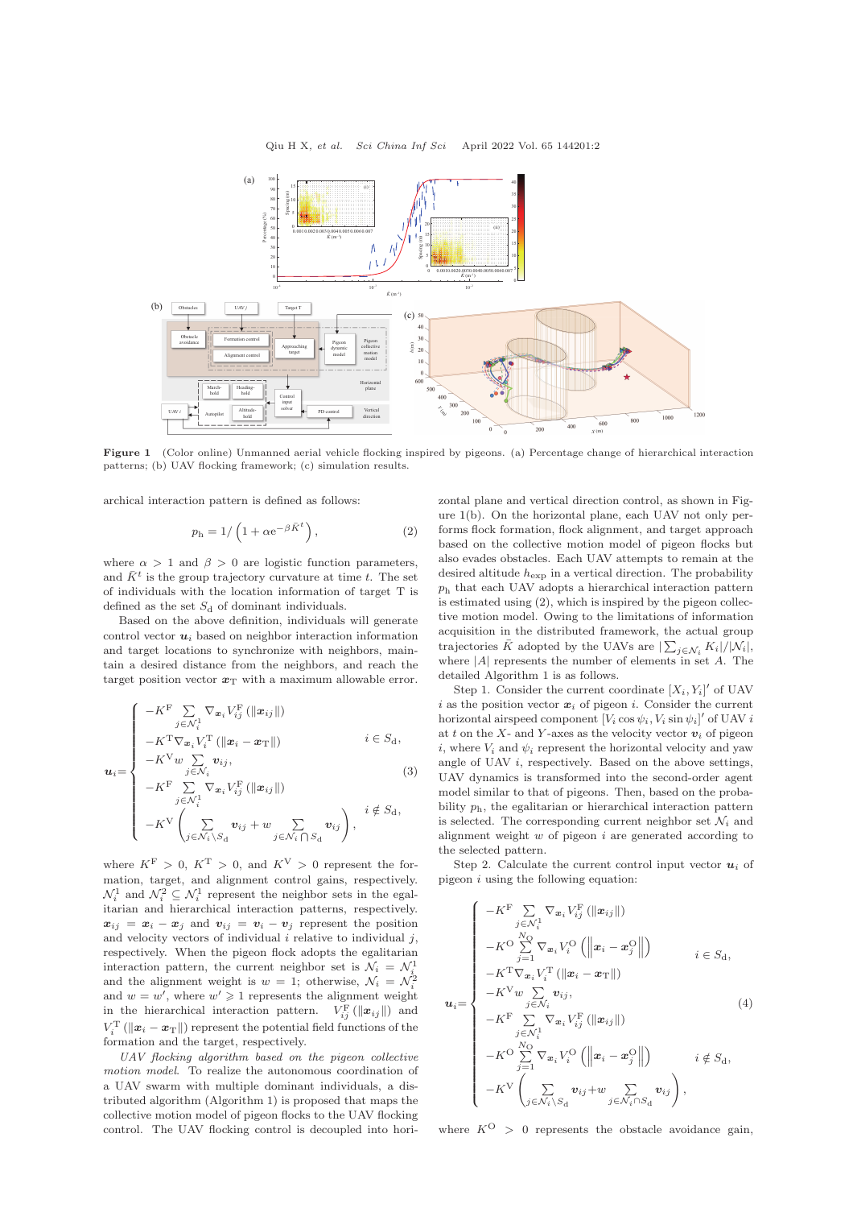**Figure 1** (Color online) Unmanned aerial vehicle flocking inspired by pigeons. (a) Percentage change of hierarchical interaction patterns; (b) UAV flocking framework; (c) simulation results.

archical interaction pattern is defined as follows:

$$p_{\rm h} = 1/\left(1 + \alpha {\rm e}^{-\beta \bar{K}^t}\right), \tag{2}$$

where $\alpha > 1$ and $\beta > 0$ are logistic function parameters, and $\bar{K}^t$ is the group trajectory curvature at time $t$. The set of individuals with the location information of target T is defined as the set $S_{\rm d}$ of dominant individuals.

Based on the above definition, individuals will generate control vector $\boldsymbol{u}_i$ based on neighbor interaction information and target locations to synchronize with neighbors, maintain a desired distance from the neighbors, and reach the target position vector $\boldsymbol{x}_{\rm T}$ with a maximum allowable error.

$$\boldsymbol{u}_i = \begin{cases} -K^{\rm F} \sum\limits_{j \in \mathcal{N}_i^1} \nabla_{\boldsymbol{x}_i} V_{ij}^{\rm F}(\|\boldsymbol{x}_{ij}\|) \\ -K^{\rm T} \nabla_{\boldsymbol{x}_i} V_i^{\rm T}(\|\boldsymbol{x}_i - \boldsymbol{x}_{\rm T}\|) & i \in S_{\rm d}, \\ -K^{\rm V} w \sum\limits_{j \in \mathcal{N}_i} \boldsymbol{v}_{ij}, \\ -K^{\rm F} \sum\limits_{j \in \mathcal{N}_i^1} \nabla_{\boldsymbol{x}_i} V_{ij}^{\rm F}(\|\boldsymbol{x}_{ij}\|) \\ -K^{\rm V}\left(\sum\limits_{j \in \mathcal{N}_i \setminus S_{\rm d}} \boldsymbol{v}_{ij} + w \sum\limits_{j \in \mathcal{N}_i \bigcap S_{\rm d}} \boldsymbol{v}_{ij}\right), & i \notin S_{\rm d}, \end{cases} \tag{3}$$

where $K^{\rm F} > 0$, $K^{\rm T} > 0$, and $K^{\rm V} > 0$ represent the formation, target, and alignment control gains, respectively. $\mathcal{N}_i^1$ and $\mathcal{N}_i^2 \subseteq \mathcal{N}_i^1$ represent the neighbor sets in the egalitarian and hierarchical interaction patterns, respectively. $\boldsymbol{x}_{ij} = \boldsymbol{x}_i - \boldsymbol{x}_j$ and $\boldsymbol{v}_{ij} = \boldsymbol{v}_i - \boldsymbol{v}_j$ represent the position and velocity vectors of individual $i$ relative to individual $j$, respectively. When the pigeon flock adopts the egalitarian interaction pattern, the current neighbor set is $\mathcal{N}_i = \mathcal{N}_i^1$ and the alignment weight is $w = 1$; otherwise, $\mathcal{N}_i = \mathcal{N}_i^2$ and $w = w'$, where $w' \geqslant 1$ represents the alignment weight in the hierarchical interaction pattern. $V_{ij}^{\rm F}(\|\boldsymbol{x}_{ij}\|)$ and $V_i^{\rm T}(\|\boldsymbol{x}_i - \boldsymbol{x}_{\rm T}\|)$ represent the potential field functions of the formation and the target, respectively.

*UAV flocking algorithm based on the pigeon collective motion model.* To realize the autonomous coordination of a UAV swarm with multiple dominant individuals, a distributed algorithm (Algorithm 1) is proposed that maps the collective motion model of pigeon flocks to the UAV flocking control. The UAV flocking control is decoupled into horizontal plane and vertical direction control, as shown in Figure 1(b). On the horizontal plane, each UAV not only performs flock formation, flock alignment, and target approach based on the collective motion model of pigeon flocks but also evades obstacles. Each UAV attempts to remain at the desired altitude $h_{\rm exp}$ in a vertical direction. The probability $p_{\rm h}$ that each UAV adopts a hierarchical interaction pattern is estimated using (2), which is inspired by the pigeon collective motion model. Owing to the limitations of information acquisition in the distributed framework, the actual group trajectories $\bar{K}$ adopted by the UAVs are $|\sum_{j \in \mathcal{N}_i} K_i|/|\mathcal{N}_i|$, where $|A|$ represents the number of elements in set $A$. The detailed Algorithm 1 is as follows.

Step 1. Consider the current coordinate $[X_i, Y_i]'$ of UAV $i$ as the position vector $\boldsymbol{x}_i$ of pigeon $i$. Consider the current horizontal airspeed component $[V_i \cos\psi_i, V_i \sin\psi_i]'$ of UAV $i$ at $t$ on the $X$- and $Y$-axes as the velocity vector $\boldsymbol{v}_i$ of pigeon $i$, where $V_i$ and $\psi_i$ represent the horizontal velocity and yaw angle of UAV $i$, respectively. Based on the above settings, UAV dynamics is transformed into the second-order agent model similar to that of pigeons. Then, based on the probability $p_{\rm h}$, the egalitarian or hierarchical interaction pattern is selected. The corresponding current neighbor set $\mathcal{N}_i$ and alignment weight $w$ of pigeon $i$ are generated according to the selected pattern.

Step 2. Calculate the current control input vector $\boldsymbol{u}_i$ of pigeon $i$ using the following equation:

$$\boldsymbol{u}_i = \begin{cases} -K^{\rm F} \sum\limits_{j \in \mathcal{N}_i^1} \nabla_{\boldsymbol{x}_i} V_{ij}^{\rm F}(\|\boldsymbol{x}_{ij}\|) \\ -K^{\rm O} \sum\limits_{j=1}^{N_{\rm O}} \nabla_{\boldsymbol{x}_i} V_i^{\rm O}\left(\left\|\boldsymbol{x}_i - \boldsymbol{x}_j^{\rm O}\right\|\right) & i \in S_{\rm d}, \\ -K^{\rm T} \nabla_{\boldsymbol{x}_i} V_i^{\rm T}(\|\boldsymbol{x}_i - \boldsymbol{x}_{\rm T}\|) \\ -K^{\rm V} w \sum\limits_{j \in \mathcal{N}_i} \boldsymbol{v}_{ij}, \\ -K^{\rm F} \sum\limits_{j \in \mathcal{N}_i^1} \nabla_{\boldsymbol{x}_i} V_{ij}^{\rm F}(\|\boldsymbol{x}_{ij}\|) \\ -K^{\rm O} \sum\limits_{j=1}^{N_{\rm O}} \nabla_{\boldsymbol{x}_i} V_i^{\rm O}\left(\left\|\boldsymbol{x}_i - \boldsymbol{x}_j^{\rm O}\right\|\right) & i \notin S_{\rm d}, \\ -K^{\rm V}\left(\sum\limits_{j \in \mathcal{N}_i \setminus S_{\rm d}} \boldsymbol{v}_{ij} + w \sum\limits_{j \in \mathcal{N}_i \cap S_{\rm d}} \boldsymbol{v}_{ij}\right), \end{cases} \tag{4}$$

where $K^{\rm O} > 0$ represents the obstacle avoidance gain,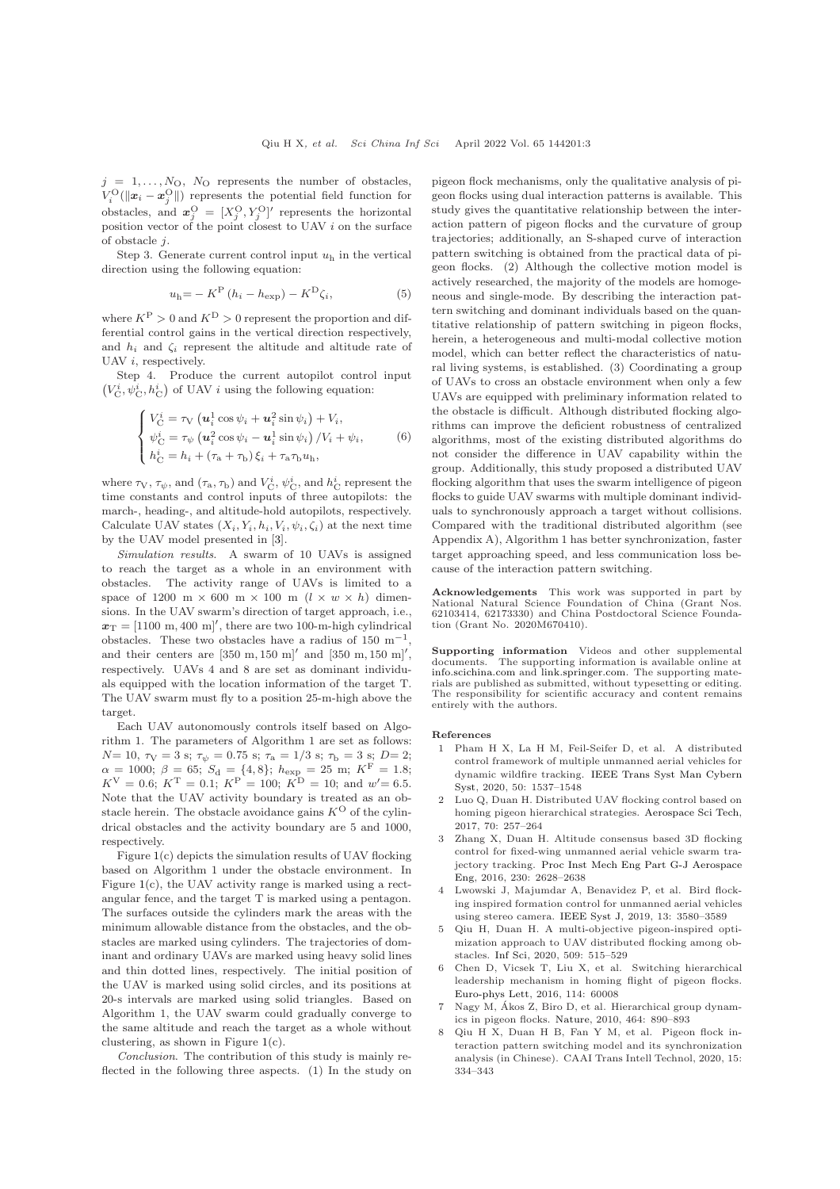$j = 1, \ldots, N_{\rm O}$, $N_{\rm O}$ represents the number of obstacles, $V_i^{\rm O}(\|\boldsymbol{x}_i - \boldsymbol{x}_j^{\rm O}\|)$ represents the potential field function for obstacles, and $\boldsymbol{x}_j^{\rm O} = [X_j^{\rm O}, Y_j^{\rm O}]'$ represents the horizontal position vector of the point closest to UAV $i$ on the surface of obstacle $j$.

Step 3. Generate current control input $u_{\rm h}$ in the vertical direction using the following equation:

$$u_{\rm h} = -K^{\rm P}\left(h_i - h_{\rm exp}\right) - K^{\rm D}\zeta_i, \tag{5}$$

where $K^{\rm P} > 0$ and $K^{\rm D} > 0$ represent the proportion and differential control gains in the vertical direction respectively, and $h_i$ and $\zeta_i$ represent the altitude and altitude rate of UAV $i$, respectively.

Step 4. Produce the current autopilot control input $\left(V_{\rm C}^i, \psi_{\rm C}^i, h_{\rm C}^i\right)$ of UAV $i$ using the following equation:

$$\begin{cases} V_{\rm C}^i = \tau_{\rm V}\left(\boldsymbol{u}_i^1 \cos\psi_i + \boldsymbol{u}_i^2 \sin\psi_i\right) + V_i, \\ \psi_{\rm C}^i = \tau_\psi\left(\boldsymbol{u}_i^2 \cos\psi_i - \boldsymbol{u}_i^1 \sin\psi_i\right)/V_i + \psi_i, \\ h_{\rm C}^i = h_i + \left(\tau_{\rm a} + \tau_{\rm b}\right)\xi_i + \tau_{\rm a}\tau_{\rm b} u_{\rm h}, \end{cases} \tag{6}$$

where $\tau_{\rm V}$, $\tau_\psi$, and $(\tau_{\rm a}, \tau_{\rm b})$ and $V_{\rm C}^i$, $\psi_{\rm C}^i$, and $h_{\rm C}^i$ represent the time constants and control inputs of three autopilots: the march-, heading-, and altitude-hold autopilots, respectively. Calculate UAV states $(X_i, Y_i, h_i, V_i, \psi_i, \zeta_i)$ at the next time by the UAV model presented in [3].

*Simulation results.* A swarm of 10 UAVs is assigned to reach the target as a whole in an environment with obstacles. The activity range of UAVs is limited to a space of 1200 m × 600 m × 100 m ($l \times w \times h$) dimensions. In the UAV swarm's direction of target approach, i.e., $\boldsymbol{x}_{\rm T} = [1100 \text{ m}, 400 \text{ m}]'$, there are two 100-m-high cylindrical obstacles. These two obstacles have a radius of 150 m$^{-1}$, and their centers are $[350 \text{ m}, 150 \text{ m}]'$ and $[350 \text{ m}, 150 \text{ m}]'$, respectively. UAVs 4 and 8 are set as dominant individuals equipped with the location information of the target T. The UAV swarm must fly to a position 25-m-high above the target.

Each UAV autonomously controls itself based on Algorithm 1. The parameters of Algorithm 1 are set as follows: $N$= 10, $\tau_{\rm V}$ = 3 s; $\tau_\psi$ = 0.75 s; $\tau_{\rm a}$ = 1/3 s; $\tau_{\rm b}$ = 3 s; $D$= 2; $\alpha$ = 1000; $\beta$ = 65; $S_{\rm d}$ = {4, 8}; $h_{\rm exp}$ = 25 m; $K^{\rm F}$ = 1.8; $K^{\rm V}$ = 0.6; $K^{\rm T}$ = 0.1; $K^{\rm P}$ = 100; $K^{\rm D}$ = 10; and $w'$= 6.5. Note that the UAV activity boundary is treated as an obstacle herein. The obstacle avoidance gains $K^{\rm O}$ of the cylindrical obstacles and the activity boundary are 5 and 1000, respectively.

Figure 1(c) depicts the simulation results of UAV flocking based on Algorithm 1 under the obstacle environment. In Figure 1(c), the UAV activity range is marked using a rectangular fence, and the target T is marked using a pentagon. The surfaces outside the cylinders mark the areas with the minimum allowable distance from the obstacles, and the obstacles are marked using cylinders. The trajectories of dominant and ordinary UAVs are marked using heavy solid lines and thin dotted lines, respectively. The initial position of the UAV is marked using solid circles, and its positions at 20-s intervals are marked using solid triangles. Based on Algorithm 1, the UAV swarm could gradually converge to the same altitude and reach the target as a whole without clustering, as shown in Figure 1(c).

*Conclusion.* The contribution of this study is mainly reflected in the following three aspects. (1) In the study on pigeon flock mechanisms, only the qualitative analysis of pigeon flocks using dual interaction patterns is available. This study gives the quantitative relationship between the interaction pattern of pigeon flocks and the curvature of group trajectories; additionally, an S-shaped curve of interaction pattern switching is obtained from the practical data of pigeon flocks. (2) Although the collective motion model is actively researched, the majority of the models are homogeneous and single-mode. By describing the interaction pattern switching and dominant individuals based on the quantitative relationship of pattern switching in pigeon flocks, herein, a heterogeneous and multi-modal collective motion model, which can better reflect the characteristics of natural living systems, is established. (3) Coordinating a group of UAVs to cross an obstacle environment when only a few UAVs are equipped with preliminary information related to the obstacle is difficult. Although distributed flocking algorithms can improve the deficient robustness of centralized algorithms, most of the existing distributed algorithms do not consider the difference in UAV capability within the group. Additionally, this study proposed a distributed UAV flocking algorithm that uses the swarm intelligence of pigeon flocks to guide UAV swarms with multiple dominant individuals to synchronously approach a target without collisions. Compared with the traditional distributed algorithm (see Appendix A), Algorithm 1 has better synchronization, faster target approaching speed, and less communication loss because of the interaction pattern switching.

**Acknowledgements** This work was supported in part by National Natural Science Foundation of China (Grant Nos. 62103414, 62173330) and China Postdoctoral Science Foundation (Grant No. 2020M670410).

**Supporting information** Videos and other supplemental documents. The supporting information is available online at info.scichina.com and link.springer.com. The supporting materials are published as submitted, without typesetting or editing. The responsibility for scientific accuracy and content remains entirely with the authors.

## References

1. Pham H X, La H M, Feil-Seifer D, et al. A distributed control framework of multiple unmanned aerial vehicles for dynamic wildfire tracking. IEEE Trans Syst Man Cybern Syst, 2020, 50: 1537–1548
2. Luo Q, Duan H. Distributed UAV flocking control based on homing pigeon hierarchical strategies. Aerospace Sci Tech, 2017, 70: 257–264
3. Zhang X, Duan H. Altitude consensus based 3D flocking control for fixed-wing unmanned aerial vehicle swarm trajectory tracking. Proc Inst Mech Eng Part G-J Aerospace Eng, 2016, 230: 2628–2638
4. Lwowski J, Majumdar A, Benavidez P, et al. Bird flocking inspired formation control for unmanned aerial vehicles using stereo camera. IEEE Syst J, 2019, 13: 3580–3589
5. Qiu H, Duan H. A multi-objective pigeon-inspired optimization approach to UAV distributed flocking among obstacles. Inf Sci, 2020, 509: 515–529
6. Chen D, Vicsek T, Liu X, et al. Switching hierarchical leadership mechanism in homing flight of pigeon flocks. Euro-phys Lett, 2016, 114: 60008
7. Nagy M, Ákos Z, Biro D, et al. Hierarchical group dynamics in pigeon flocks. Nature, 2010, 464: 890–893
8. Qiu H X, Duan H B, Fan Y M, et al. Pigeon flock interaction pattern switching model and its synchronization analysis (in Chinese). CAAI Trans Intell Technol, 2020, 15: 334–343